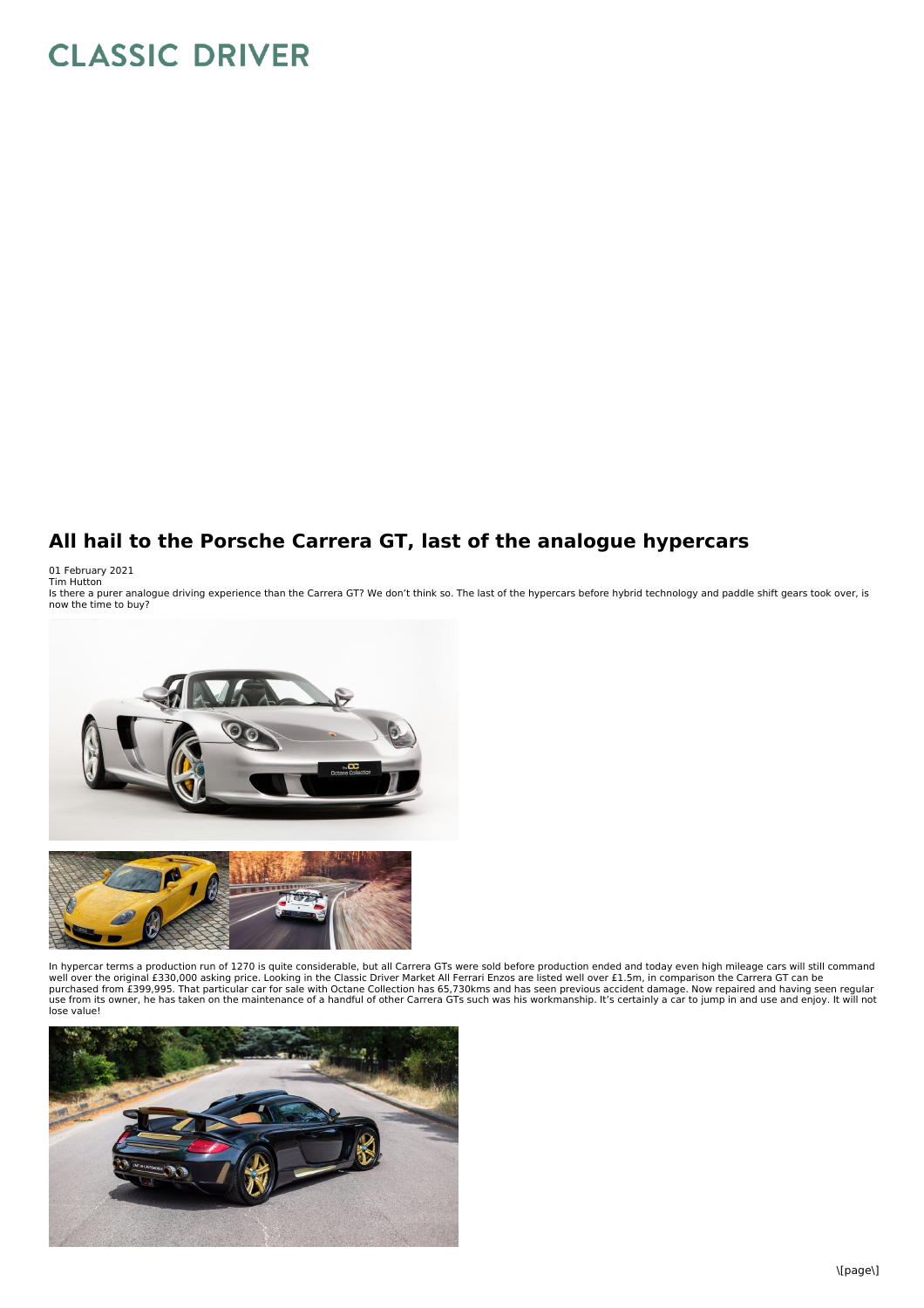# All hail to the Porsche Carrera GT, last of the analogue hypercars

01 February 2021
Tim Hutton
Is there a purer analogue driving experience than the Carrera GT? We don't think so. The last of the hypercars before hybrid technology and paddle shift gears took over, is now the time to buy?

In hypercar terms a production run of 1270 is quite considerable, but all Carrera GTs were sold before production ended and today even high mileage cars will still command well over the original £330,000 asking price. Looking in the Classic Driver Market All Ferrari Enzos are listed well over £1.5m, in comparison the Carrera GT can be purchased from £399,995. That particular car for sale with Octane Collection has 65,730kms and has seen previous accident damage. Now repaired and having seen regular use from its owner, he has taken on the maintenance of a handful of other Carrera GTs such was his workmanship. It's certainly a car to jump in and use and enjoy. It will not lose value!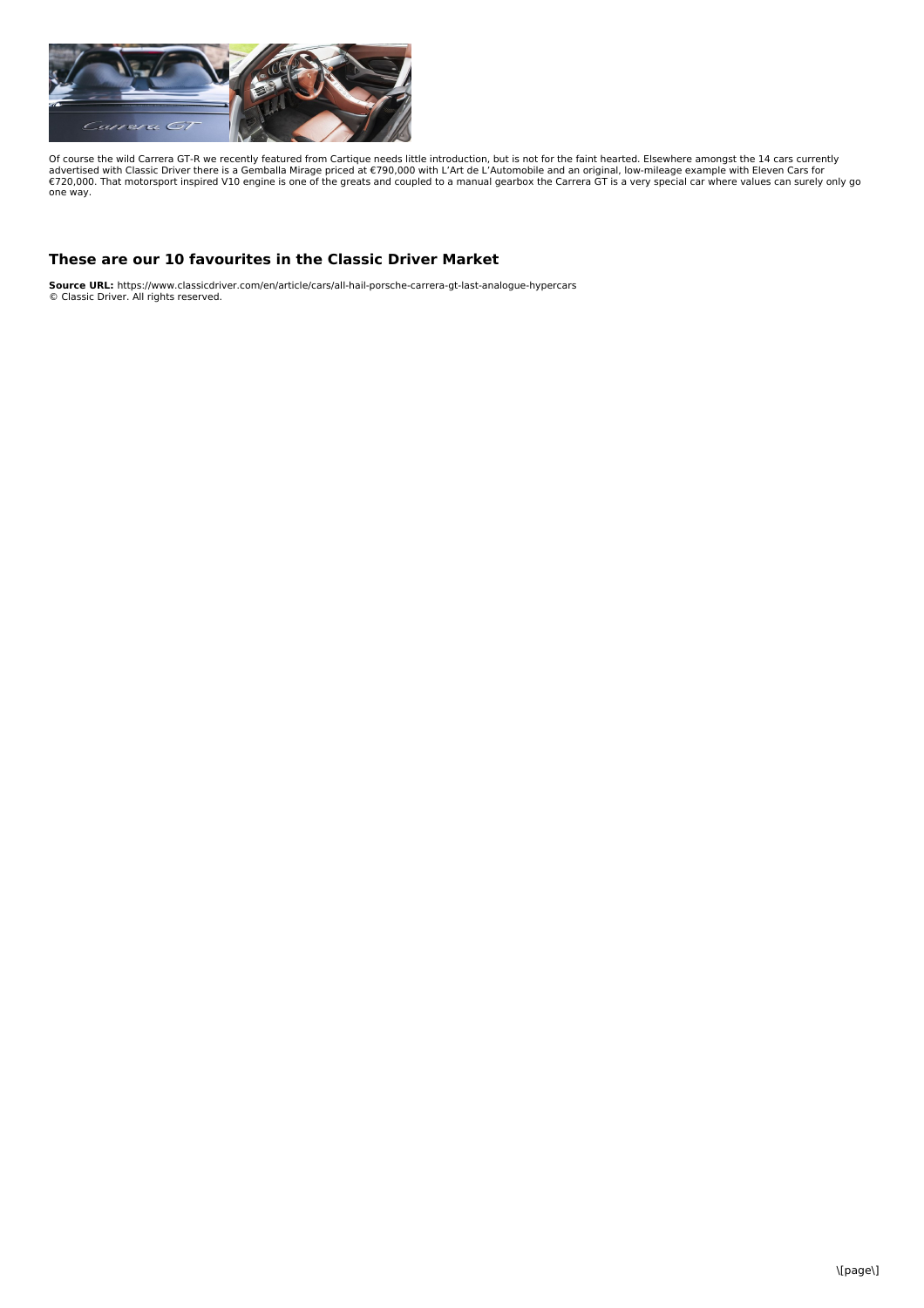Of course the wild Carrera GT-R we recently featured from Cartique needs little introduction, but is not for the faint hearted. Elsewhere amongst the 14 cars currently advertised with Classic Driver there is a Gemballa Mirage priced at €790,000 with L'Art de L'Automobile and an original, low-mileage example with Eleven Cars for €720,000. That motorsport inspired V10 engine is one of the greats and coupled to a manual gearbox the Carrera GT is a very special car where values can surely only go one way.

## These are our 10 favourites in the Classic Driver Market

**Source URL:** https://www.classicdriver.com/en/article/cars/all-hail-porsche-carrera-gt-last-analogue-hypercars
© Classic Driver. All rights reserved.